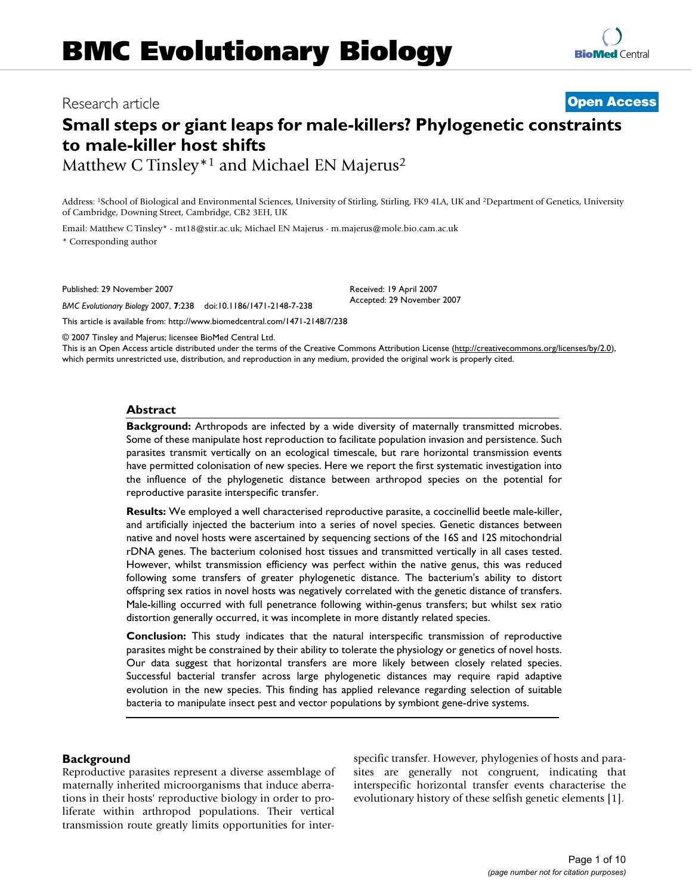# Small steps or giant leaps for male-killers? Phylogenetic constraints to male-killer host shifts

Research article · Open Access

Matthew C Tinsley*[1] and Michael EN Majerus[2]

Address: [1]School of Biological and Environmental Sciences, University of Stirling, Stirling, FK9 4LA, UK and [2]Department of Genetics, University of Cambridge, Downing Street, Cambridge, CB2 3EH, UK

Email: Matthew C Tinsley* - mt18@stir.ac.uk; Michael EN Majerus - m.majerus@mole.bio.cam.ac.uk

* Corresponding author

Published: 29 November 2007

*BMC Evolutionary Biology* 2007, **7**:238 doi:10.1186/1471-2148-7-238

Received: 19 April 2007
Accepted: 29 November 2007

This article is available from: http://www.biomedcentral.com/1471-2148/7/238

© 2007 Tinsley and Majerus; licensee BioMed Central Ltd.

This is an Open Access article distributed under the terms of the Creative Commons Attribution License (http://creativecommons.org/licenses/by/2.0), which permits unrestricted use, distribution, and reproduction in any medium, provided the original work is properly cited.

## Abstract

**Background:** Arthropods are infected by a wide diversity of maternally transmitted microbes. Some of these manipulate host reproduction to facilitate population invasion and persistence. Such parasites transmit vertically on an ecological timescale, but rare horizontal transmission events have permitted colonisation of new species. Here we report the first systematic investigation into the influence of the phylogenetic distance between arthropod species on the potential for reproductive parasite interspecific transfer.

**Results:** We employed a well characterised reproductive parasite, a coccinellid beetle male-killer, and artificially injected the bacterium into a series of novel species. Genetic distances between native and novel hosts were ascertained by sequencing sections of the 16S and 12S mitochondrial rDNA genes. The bacterium colonised host tissues and transmitted vertically in all cases tested. However, whilst transmission efficiency was perfect within the native genus, this was reduced following some transfers of greater phylogenetic distance. The bacterium's ability to distort offspring sex ratios in novel hosts was negatively correlated with the genetic distance of transfers. Male-killing occurred with full penetrance following within-genus transfers; but whilst sex ratio distortion generally occurred, it was incomplete in more distantly related species.

**Conclusion:** This study indicates that the natural interspecific transmission of reproductive parasites might be constrained by their ability to tolerate the physiology or genetics of novel hosts. Our data suggest that horizontal transfers are more likely between closely related species. Successful bacterial transfer across large phylogenetic distances may require rapid adaptive evolution in the new species. This finding has applied relevance regarding selection of suitable bacteria to manipulate insect pest and vector populations by symbiont gene-drive systems.

## Background

Reproductive parasites represent a diverse assemblage of maternally inherited microorganisms that induce aberrations in their hosts' reproductive biology in order to proliferate within arthropod populations. Their vertical transmission route greatly limits opportunities for interspecific transfer. However, phylogenies of hosts and parasites are generally not congruent, indicating that interspecific horizontal transfer events characterise the evolutionary history of these selfish genetic elements [1].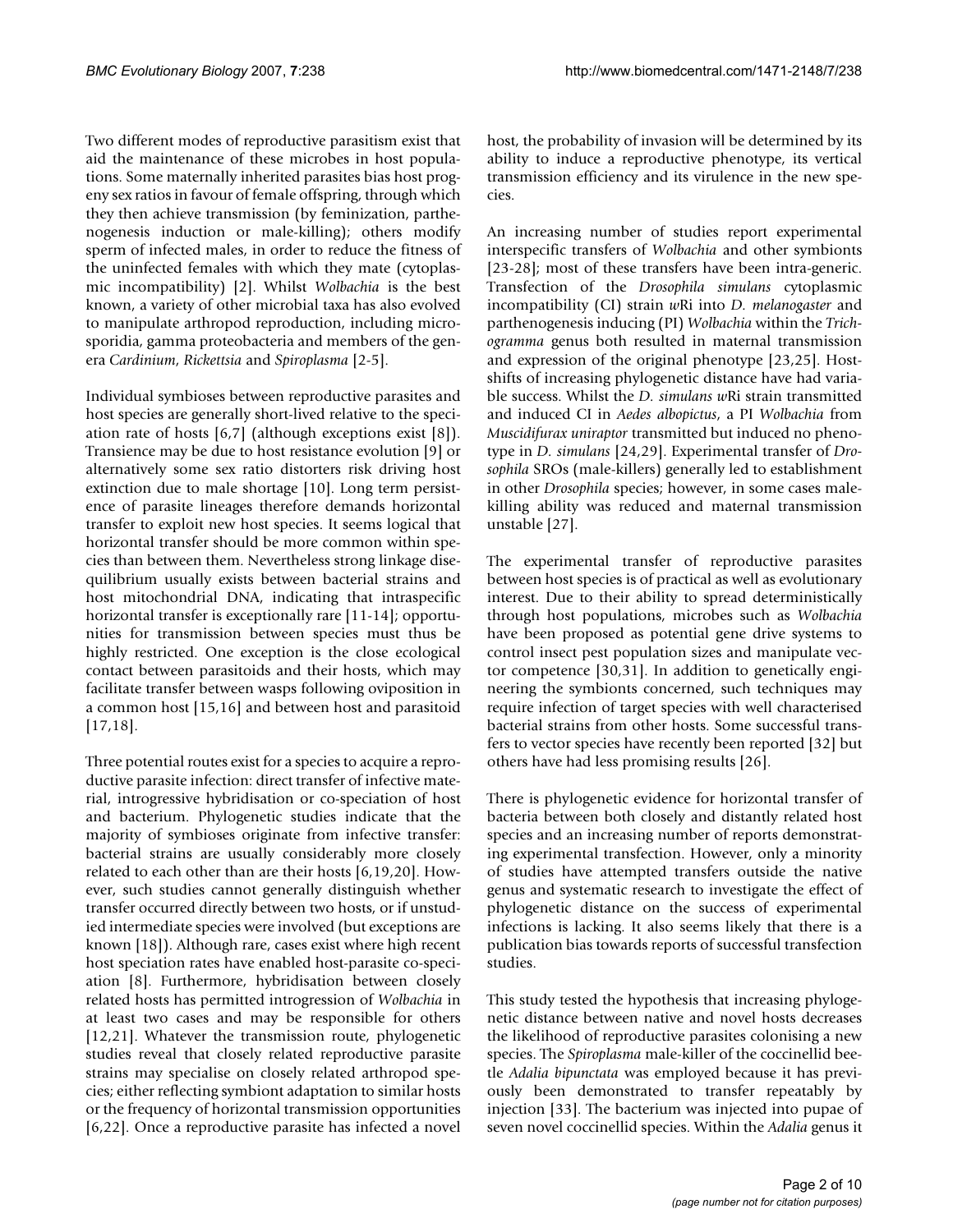Two different modes of reproductive parasitism exist that aid the maintenance of these microbes in host populations. Some maternally inherited parasites bias host progeny sex ratios in favour of female offspring, through which they then achieve transmission (by feminization, parthenogenesis induction or male-killing); others modify sperm of infected males, in order to reduce the fitness of the uninfected females with which they mate (cytoplasmic incompatibility) [2]. Whilst *Wolbachia* is the best known, a variety of other microbial taxa has also evolved to manipulate arthropod reproduction, including microsporidia, gamma proteobacteria and members of the genera *Cardinium*, *Rickettsia* and *Spiroplasma* [2-5].

Individual symbioses between reproductive parasites and host species are generally short-lived relative to the speciation rate of hosts [6,7] (although exceptions exist [8]). Transience may be due to host resistance evolution [9] or alternatively some sex ratio distorters risk driving host extinction due to male shortage [10]. Long term persistence of parasite lineages therefore demands horizontal transfer to exploit new host species. It seems logical that horizontal transfer should be more common within species than between them. Nevertheless strong linkage disequilibrium usually exists between bacterial strains and host mitochondrial DNA, indicating that intraspecific horizontal transfer is exceptionally rare [11-14]; opportunities for transmission between species must thus be highly restricted. One exception is the close ecological contact between parasitoids and their hosts, which may facilitate transfer between wasps following oviposition in a common host [15,16] and between host and parasitoid [17,18].

Three potential routes exist for a species to acquire a reproductive parasite infection: direct transfer of infective material, introgressive hybridisation or co-speciation of host and bacterium. Phylogenetic studies indicate that the majority of symbioses originate from infective transfer: bacterial strains are usually considerably more closely related to each other than are their hosts [6,19,20]. However, such studies cannot generally distinguish whether transfer occurred directly between two hosts, or if unstudied intermediate species were involved (but exceptions are known [18]). Although rare, cases exist where high recent host speciation rates have enabled host-parasite co-speciation [8]. Furthermore, hybridisation between closely related hosts has permitted introgression of *Wolbachia* in at least two cases and may be responsible for others [12,21]. Whatever the transmission route, phylogenetic studies reveal that closely related reproductive parasite strains may specialise on closely related arthropod species; either reflecting symbiont adaptation to similar hosts or the frequency of horizontal transmission opportunities [6,22]. Once a reproductive parasite has infected a novel host, the probability of invasion will be determined by its ability to induce a reproductive phenotype, its vertical transmission efficiency and its virulence in the new species.

An increasing number of studies report experimental interspecific transfers of *Wolbachia* and other symbionts [23-28]; most of these transfers have been intra-generic. Transfection of the *Drosophila simulans* cytoplasmic incompatibility (CI) strain *w*Ri into *D. melanogaster* and parthenogenesis inducing (PI) *Wolbachia* within the *Trichogramma* genus both resulted in maternal transmission and expression of the original phenotype [23,25]. Host-shifts of increasing phylogenetic distance have had variable success. Whilst the *D. simulans w*Ri strain transmitted and induced CI in *Aedes albopictus*, a PI *Wolbachia* from *Muscidifurax uniraptor* transmitted but induced no phenotype in *D. simulans* [24,29]. Experimental transfer of *Drosophila* SROs (male-killers) generally led to establishment in other *Drosophila* species; however, in some cases male-killing ability was reduced and maternal transmission unstable [27].

The experimental transfer of reproductive parasites between host species is of practical as well as evolutionary interest. Due to their ability to spread deterministically through host populations, microbes such as *Wolbachia* have been proposed as potential gene drive systems to control insect pest population sizes and manipulate vector competence [30,31]. In addition to genetically engineering the symbionts concerned, such techniques may require infection of target species with well characterised bacterial strains from other hosts. Some successful transfers to vector species have recently been reported [32] but others have had less promising results [26].

There is phylogenetic evidence for horizontal transfer of bacteria between both closely and distantly related host species and an increasing number of reports demonstrating experimental transfection. However, only a minority of studies have attempted transfers outside the native genus and systematic research to investigate the effect of phylogenetic distance on the success of experimental infections is lacking. It also seems likely that there is a publication bias towards reports of successful transfection studies.

This study tested the hypothesis that increasing phylogenetic distance between native and novel hosts decreases the likelihood of reproductive parasites colonising a new species. The *Spiroplasma* male-killer of the coccinellid beetle *Adalia bipunctata* was employed because it has previously been demonstrated to transfer repeatably by injection [33]. The bacterium was injected into pupae of seven novel coccinellid species. Within the *Adalia* genus it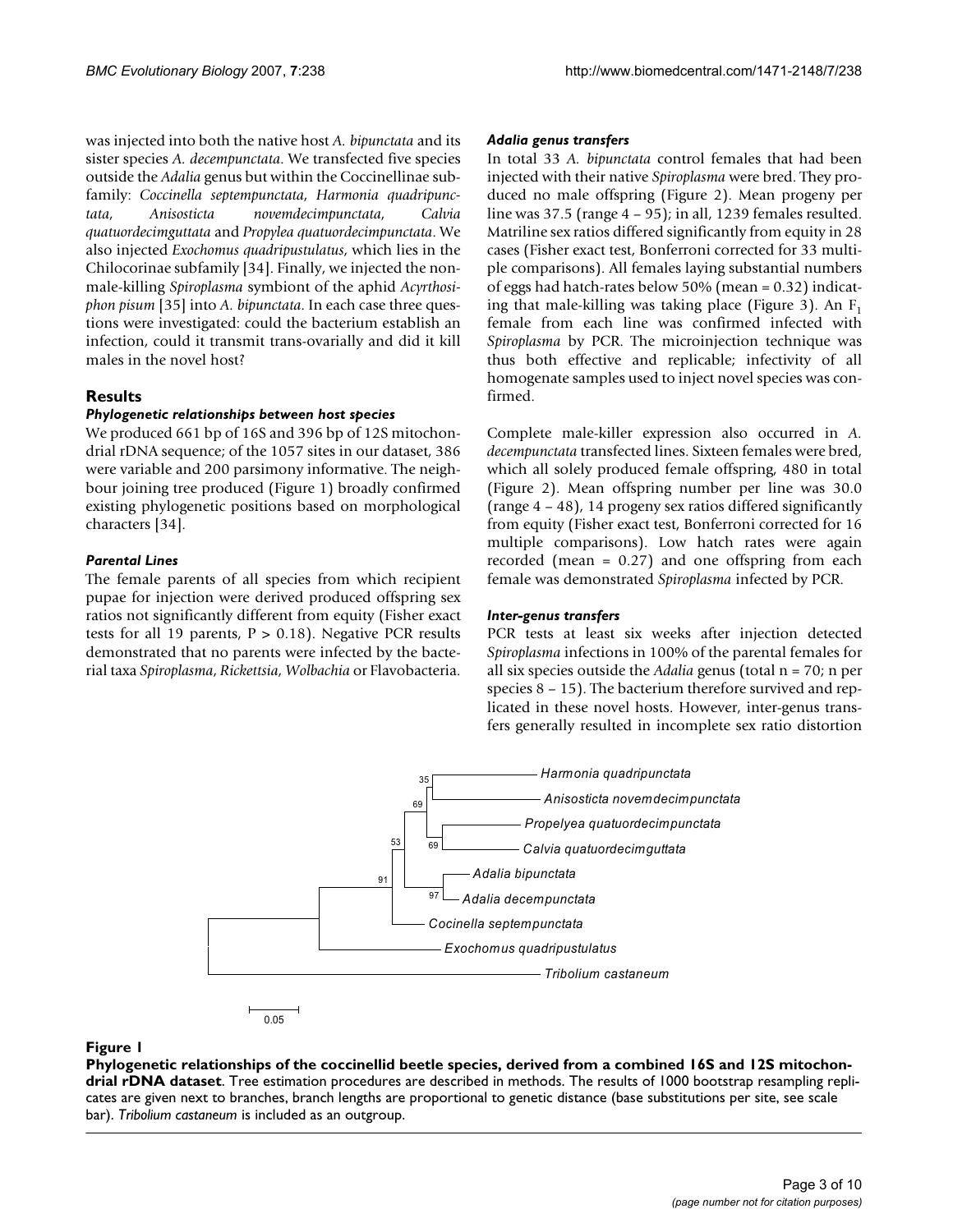was injected into both the native host *A. bipunctata* and its sister species *A. decempunctata*. We transfected five species outside the *Adalia* genus but within the Coccinellinae subfamily: *Coccinella septempunctata*, *Harmonia quadripunctata*, *Anisosticta novemdecimpunctata*, *Calvia quatuordecimguttata* and *Propylea quatuordecimpunctata*. We also injected *Exochomus quadripustulatus*, which lies in the Chilocorinae subfamily [34]. Finally, we injected the non-male-killing *Spiroplasma* symbiont of the aphid *Acyrthosiphon pisum* [35] into *A. bipunctata*. In each case three questions were investigated: could the bacterium establish an infection, could it transmit trans-ovarially and did it kill males in the novel host?

## Results

### Phylogenetic relationships between host species

We produced 661 bp of 16S and 396 bp of 12S mitochondrial rDNA sequence; of the 1057 sites in our dataset, 386 were variable and 200 parsimony informative. The neighbour joining tree produced (Figure 1) broadly confirmed existing phylogenetic positions based on morphological characters [34].

### Parental Lines

The female parents of all species from which recipient pupae for injection were derived produced offspring sex ratios not significantly different from equity (Fisher exact tests for all 19 parents, $P > 0.18$). Negative PCR results demonstrated that no parents were infected by the bacterial taxa *Spiroplasma*, *Rickettsia*, *Wolbachia* or Flavobacteria.

### Adalia genus transfers

In total 33 *A. bipunctata* control females that had been injected with their native *Spiroplasma* were bred. They produced no male offspring (Figure 2). Mean progeny per line was 37.5 (range 4 – 95); in all, 1239 females resulted. Matriline sex ratios differed significantly from equity in 28 cases (Fisher exact test, Bonferroni corrected for 33 multiple comparisons). All females laying substantial numbers of eggs had hatch-rates below 50% (mean = 0.32) indicating that male-killing was taking place (Figure 3). An $F_1$ female from each line was confirmed infected with *Spiroplasma* by PCR. The microinjection technique was thus both effective and replicable; infectivity of all homogenate samples used to inject novel species was confirmed.

Complete male-killer expression also occurred in *A. decempunctata* transfected lines. Sixteen females were bred, which all solely produced female offspring, 480 in total (Figure 2). Mean offspring number per line was 30.0 (range 4 – 48), 14 progeny sex ratios differed significantly from equity (Fisher exact test, Bonferroni corrected for 16 multiple comparisons). Low hatch rates were again recorded (mean = 0.27) and one offspring from each female was demonstrated *Spiroplasma* infected by PCR.

### Inter-genus transfers

PCR tests at least six weeks after injection detected *Spiroplasma* infections in 100% of the parental females for all six species outside the *Adalia* genus (total n = 70; n per species 8 – 15). The bacterium therefore survived and replicated in these novel hosts. However, inter-genus transfers generally resulted in incomplete sex ratio distortion

**Figure 1**

**Phylogenetic relationships of the coccinellid beetle species, derived from a combined 16S and 12S mitochondrial rDNA dataset**. Tree estimation procedures are described in methods. The results of 1000 bootstrap resampling replicates are given next to branches, branch lengths are proportional to genetic distance (base substitutions per site, see scale bar). *Tribolium castaneum* is included as an outgroup.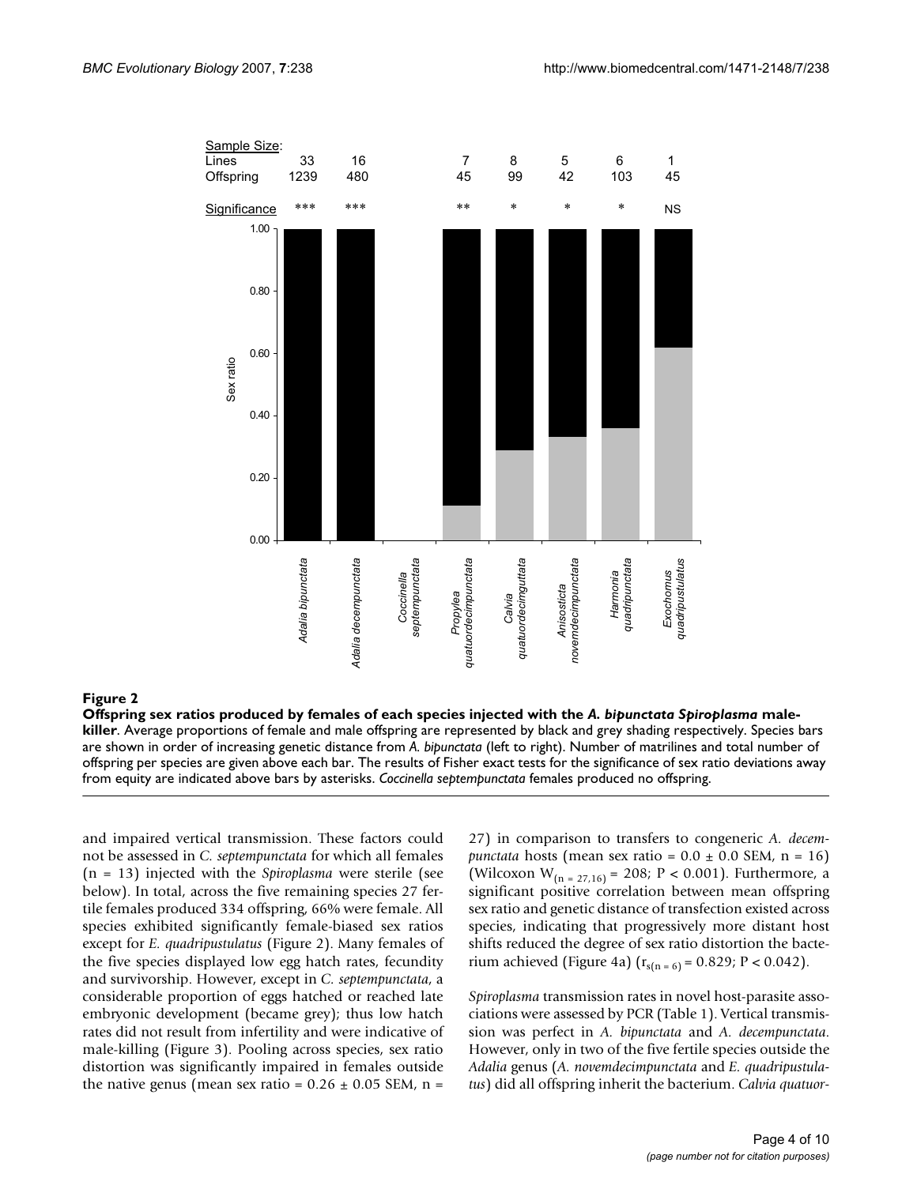**Figure 2**

**Offspring sex ratios produced by females of each species injected with the *A. bipunctata Spiroplasma* male-killer**. Average proportions of female and male offspring are represented by black and grey shading respectively. Species bars are shown in order of increasing genetic distance from *A. bipunctata* (left to right). Number of matrilines and total number of offspring per species are given above each bar. The results of Fisher exact tests for the significance of sex ratio deviations away from equity are indicated above bars by asterisks. *Coccinella septempunctata* females produced no offspring.

and impaired vertical transmission. These factors could not be assessed in *C. septempunctata* for which all females (n = 13) injected with the *Spiroplasma* were sterile (see below). In total, across the five remaining species 27 fertile females produced 334 offspring, 66% were female. All species exhibited significantly female-biased sex ratios except for *E. quadripustulatus* (Figure 2). Many females of the five species displayed low egg hatch rates, fecundity and survivorship. However, except in *C. septempunctata*, a considerable proportion of eggs hatched or reached late embryonic development (became grey); thus low hatch rates did not result from infertility and were indicative of male-killing (Figure 3). Pooling across species, sex ratio distortion was significantly impaired in females outside the native genus (mean sex ratio = 0.26 ± 0.05 SEM, n = 27) in comparison to transfers to congeneric *A. decempunctata* hosts (mean sex ratio = 0.0 ± 0.0 SEM, n = 16) (Wilcoxon $W_{(n = 27,16)} = 208$; $P < 0.001$). Furthermore, a significant positive correlation between mean offspring sex ratio and genetic distance of transfection existed across species, indicating that progressively more distant host shifts reduced the degree of sex ratio distortion the bacterium achieved (Figure 4a) ($r_{s(n = 6)} = 0.829$; $P < 0.042$).

*Spiroplasma* transmission rates in novel host-parasite associations were assessed by PCR (Table 1). Vertical transmission was perfect in *A. bipunctata* and *A. decempunctata*. However, only in two of the five fertile species outside the *Adalia* genus (*A. novemdecimpunctata* and *E. quadripustulatus*) did all offspring inherit the bacterium. *Calvia quatuor-*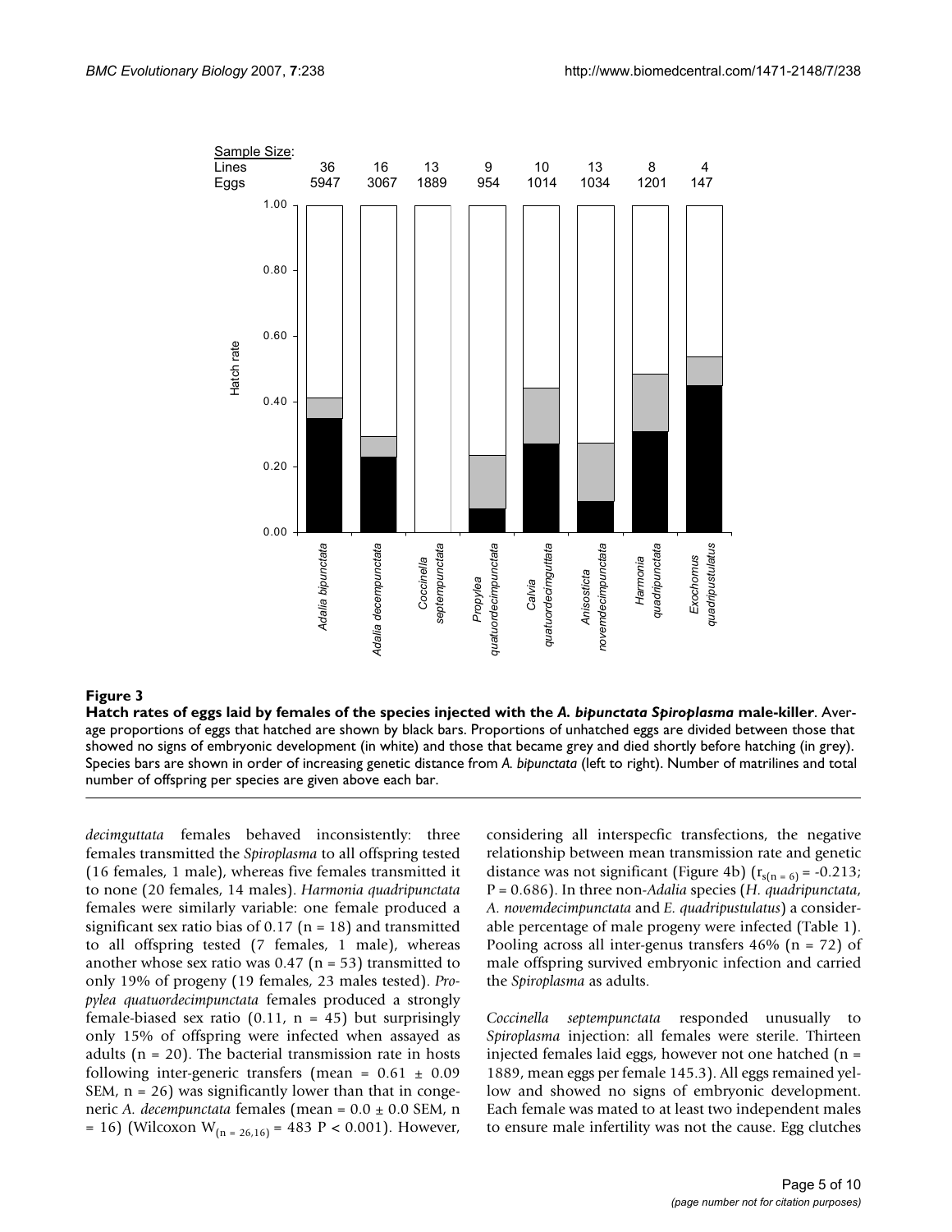**Figure 3**

**Hatch rates of eggs laid by females of the species injected with the *A. bipunctata Spiroplasma* male-killer**. Average proportions of eggs that hatched are shown by black bars. Proportions of unhatched eggs are divided between those that showed no signs of embryonic development (in white) and those that became grey and died shortly before hatching (in grey). Species bars are shown in order of increasing genetic distance from *A. bipunctata* (left to right). Number of matrilines and total number of offspring per species are given above each bar.

*decimguttata* females behaved inconsistently: three females transmitted the *Spiroplasma* to all offspring tested (16 females, 1 male), whereas five females transmitted it to none (20 females, 14 males). *Harmonia quadripunctata* females were similarly variable: one female produced a significant sex ratio bias of 0.17 (n = 18) and transmitted to all offspring tested (7 females, 1 male), whereas another whose sex ratio was 0.47 (n = 53) transmitted to only 19% of progeny (19 females, 23 males tested). *Propylea quatuordecimpunctata* females produced a strongly female-biased sex ratio (0.11, n = 45) but surprisingly only 15% of offspring were infected when assayed as adults (n = 20). The bacterial transmission rate in hosts following inter-generic transfers (mean = 0.61 ± 0.09 SEM, n = 26) was significantly lower than that in congeneric *A. decempunctata* females (mean = 0.0 ± 0.0 SEM, n = 16) (Wilcoxon $W_{(n = 26,16)} = 483$ $P < 0.001$). However, considering all interspecfic transfections, the negative relationship between mean transmission rate and genetic distance was not significant (Figure 4b) ($r_{s(n = 6)} = -0.213$; $P = 0.686$). In three non-*Adalia* species (*H. quadripunctata*, *A. novemdecimpunctata* and *E. quadripustulatus*) a considerable percentage of male progeny were infected (Table 1). Pooling across all inter-genus transfers 46% (n = 72) of male offspring survived embryonic infection and carried the *Spiroplasma* as adults.

*Coccinella septempunctata* responded unusually to *Spiroplasma* injection: all females were sterile. Thirteen injected females laid eggs, however not one hatched (n = 1889, mean eggs per female 145.3). All eggs remained yellow and showed no signs of embryonic development. Each female was mated to at least two independent males to ensure male infertility was not the cause. Egg clutches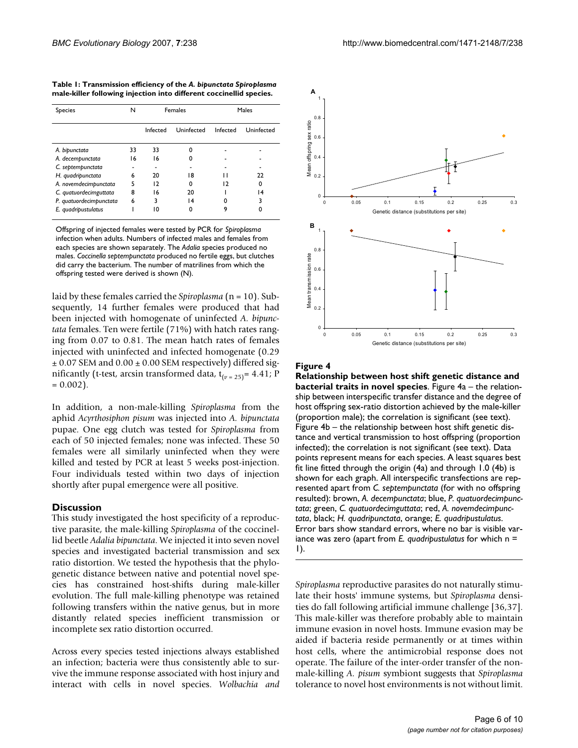**Table 1: Transmission efficiency of the *A. bipunctata Spiroplasma* male-killer following injection into different coccinellid species.**

| Species | N | Females | | Males | |
|---|---|---|---|---|---|
| | | Infected | Uninfected | Infected | Uninfected |
| *A. bipunctata* | 33 | 33 | 0 | - | - |
| *A. decempunctata* | 16 | 16 | 0 | - | - |
| *C. septempunctata* | - | - | - | - | - |
| *H. quadripunctata* | 6 | 20 | 18 | 11 | 22 |
| *A. novemdecimpunctata* | 5 | 12 | 0 | 12 | 0 |
| *C. quatuordecimguttata* | 8 | 16 | 20 | 1 | 14 |
| *P. quatuordecimpunctata* | 6 | 3 | 14 | 0 | 3 |
| *E. quadripustulatus* | 1 | 10 | 0 | 9 | 0 |

Offspring of injected females were tested by PCR for *Spiroplasma* infection when adults. Numbers of infected males and females from each species are shown separately. The *Adalia* species produced no males. *Coccinella septempunctata* produced no fertile eggs, but clutches did carry the bacterium. The number of matrilines from which the offspring tested were derived is shown (N).

laid by these females carried the *Spiroplasma* (n = 10). Subsequently, 14 further females were produced that had been injected with homogenate of uninfected *A. bipunctata* females. Ten were fertile (71%) with hatch rates ranging from 0.07 to 0.81. The mean hatch rates of females injected with uninfected and infected homogenate (0.29 ± 0.07 SEM and 0.00 ± 0.00 SEM respectively) differed significantly (t-test, arcsin transformed data, $t_{(\nu = 25)} = 4.41$; P = 0.002).

In addition, a non-male-killing *Spiroplasma* from the aphid *Acyrthosiphon pisum* was injected into *A. bipunctata* pupae. One egg clutch was tested for *Spiroplasma* from each of 50 injected females; none was infected. These 50 females were all similarly uninfected when they were killed and tested by PCR at least 5 weeks post-injection. Four individuals tested within two days of injection shortly after pupal emergence were all positive.

## Discussion

This study investigated the host specificity of a reproductive parasite, the male-killing *Spiroplasma* of the coccinellid beetle *Adalia bipunctata*. We injected it into seven novel species and investigated bacterial transmission and sex ratio distortion. We tested the hypothesis that the phylogenetic distance between native and potential novel species has constrained host-shifts during male-killer evolution. The full male-killing phenotype was retained following transfers within the native genus, but in more distantly related species inefficient transmission or incomplete sex ratio distortion occurred.

Across every species tested injections always established an infection; bacteria were thus consistently able to survive the immune response associated with host injury and interact with cells in novel species. *Wolbachia and*

**Figure 4**

**Relationship between host shift genetic distance and bacterial traits in novel species**. Figure 4a – the relationship between interspecific transfer distance and the degree of host offspring sex-ratio distortion achieved by the male-killer (proportion male); the correlation is significant (see text). Figure 4b – the relationship between host shift genetic distance and vertical transmission to host offspring (proportion infected); the correlation is not significant (see text). Data points represent means for each species. A least squares best fit line fitted through the origin (4a) and through 1.0 (4b) is shown for each graph. All interspecific transfections are represented apart from *C. septempunctata* (for with no offspring resulted): brown, *A. decempunctata*; blue, *P. quatuordecimpunctata*; green, *C. quatuordecimguttata*; red, *A. novemdecimpunctata*, black; *H. quadripunctata*, orange; *E. quadripustulatus*. Error bars show standard errors, where no bar is visible variance was zero (apart from *E. quadripustulatus* for which n = 1).

*Spiroplasma* reproductive parasites do not naturally stimulate their hosts' immune systems, but *Spiroplasma* densities do fall following artificial immune challenge [36,37]. This male-killer was therefore probably able to maintain immune evasion in novel hosts. Immune evasion may be aided if bacteria reside permanently or at times within host cells, where the antimicrobial response does not operate. The failure of the inter-order transfer of the non-male-killing *A. pisum* symbiont suggests that *Spiroplasma* tolerance to novel host environments is not without limit.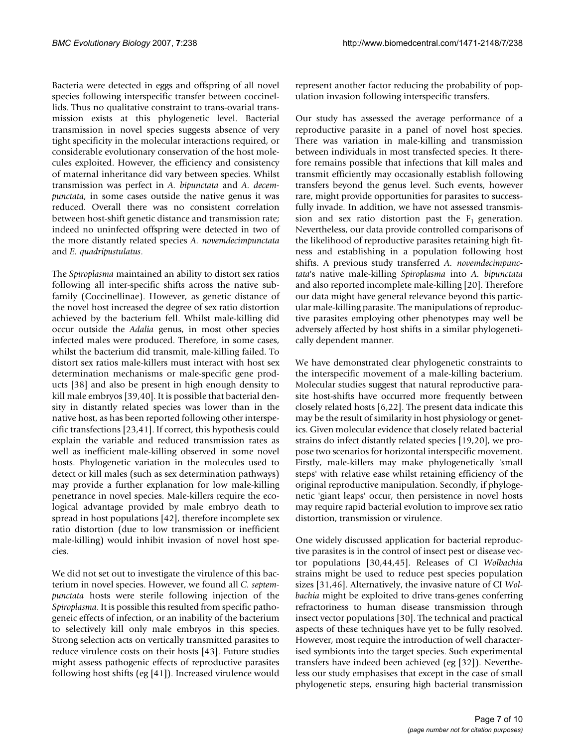Bacteria were detected in eggs and offspring of all novel species following interspecific transfer between coccinellids. Thus no qualitative constraint to trans-ovarial transmission exists at this phylogenetic level. Bacterial transmission in novel species suggests absence of very tight specificity in the molecular interactions required, or considerable evolutionary conservation of the host molecules exploited. However, the efficiency and consistency of maternal inheritance did vary between species. Whilst transmission was perfect in *A. bipunctata* and *A. decempunctata*, in some cases outside the native genus it was reduced. Overall there was no consistent correlation between host-shift genetic distance and transmission rate; indeed no uninfected offspring were detected in two of the more distantly related species *A. novemdecimpunctata* and *E. quadripustulatus*.

The *Spiroplasma* maintained an ability to distort sex ratios following all inter-specific shifts across the native subfamily (Coccinellinae). However, as genetic distance of the novel host increased the degree of sex ratio distortion achieved by the bacterium fell. Whilst male-killing did occur outside the *Adalia* genus, in most other species infected males were produced. Therefore, in some cases, whilst the bacterium did transmit, male-killing failed. To distort sex ratios male-killers must interact with host sex determination mechanisms or male-specific gene products [38] and also be present in high enough density to kill male embryos [39,40]. It is possible that bacterial density in distantly related species was lower than in the native host, as has been reported following other interspecific transfections [23,41]. If correct, this hypothesis could explain the variable and reduced transmission rates as well as inefficient male-killing observed in some novel hosts. Phylogenetic variation in the molecules used to detect or kill males (such as sex determination pathways) may provide a further explanation for low male-killing penetrance in novel species. Male-killers require the ecological advantage provided by male embryo death to spread in host populations [42], therefore incomplete sex ratio distortion (due to low transmission or inefficient male-killing) would inhibit invasion of novel host species.

We did not set out to investigate the virulence of this bacterium in novel species. However, we found all *C. septempunctata* hosts were sterile following injection of the *Spiroplasma*. It is possible this resulted from specific pathogeneic effects of infection, or an inability of the bacterium to selectively kill only male embryos in this species. Strong selection acts on vertically transmitted parasites to reduce virulence costs on their hosts [43]. Future studies might assess pathogenic effects of reproductive parasites following host shifts (eg [41]). Increased virulence would represent another factor reducing the probability of population invasion following interspecific transfers.

Our study has assessed the average performance of a reproductive parasite in a panel of novel host species. There was variation in male-killing and transmission between individuals in most transfected species. It therefore remains possible that infections that kill males and transmit efficiently may occasionally establish following transfers beyond the genus level. Such events, however rare, might provide opportunities for parasites to successfully invade. In addition, we have not assessed transmission and sex ratio distortion past the $F_1$ generation. Nevertheless, our data provide controlled comparisons of the likelihood of reproductive parasites retaining high fitness and establishing in a population following host shifts. A previous study transferred *A. novemdecimpunctata*'s native male-killing *Spiroplasma* into *A. bipunctata* and also reported incomplete male-killing [20]. Therefore our data might have general relevance beyond this particular male-killing parasite. The manipulations of reproductive parasites employing other phenotypes may well be adversely affected by host shifts in a similar phylogenetically dependent manner.

We have demonstrated clear phylogenetic constraints to the interspecific movement of a male-killing bacterium. Molecular studies suggest that natural reproductive parasite host-shifts have occurred more frequently between closely related hosts [6,22]. The present data indicate this may be the result of similarity in host physiology or genetics. Given molecular evidence that closely related bacterial strains do infect distantly related species [19,20], we propose two scenarios for horizontal interspecific movement. Firstly, male-killers may make phylogenetically 'small steps' with relative ease whilst retaining efficiency of the original reproductive manipulation. Secondly, if phylogenetic 'giant leaps' occur, then persistence in novel hosts may require rapid bacterial evolution to improve sex ratio distortion, transmission or virulence.

One widely discussed application for bacterial reproductive parasites is in the control of insect pest or disease vector populations [30,44,45]. Releases of CI *Wolbachia* strains might be used to reduce pest species population sizes [31,46]. Alternatively, the invasive nature of CI *Wolbachia* might be exploited to drive trans-genes conferring refractoriness to human disease transmission through insect vector populations [30]. The technical and practical aspects of these techniques have yet to be fully resolved. However, most require the introduction of well characterised symbionts into the target species. Such experimental transfers have indeed been achieved (eg [32]). Nevertheless our study emphasises that except in the case of small phylogenetic steps, ensuring high bacterial transmission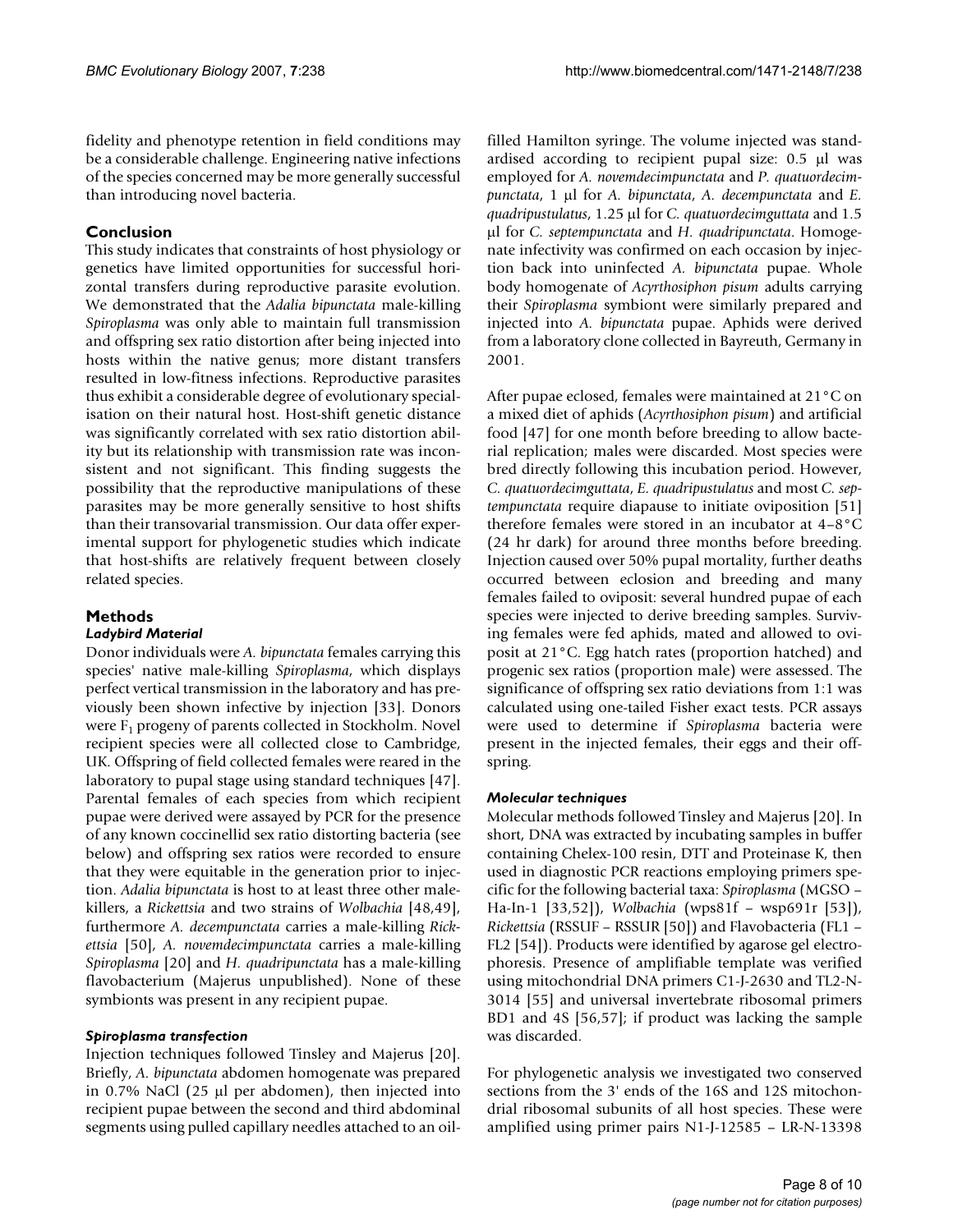fidelity and phenotype retention in field conditions may be a considerable challenge. Engineering native infections of the species concerned may be more generally successful than introducing novel bacteria.

## Conclusion

This study indicates that constraints of host physiology or genetics have limited opportunities for successful horizontal transfers during reproductive parasite evolution. We demonstrated that the *Adalia bipunctata* male-killing *Spiroplasma* was only able to maintain full transmission and offspring sex ratio distortion after being injected into hosts within the native genus; more distant transfers resulted in low-fitness infections. Reproductive parasites thus exhibit a considerable degree of evolutionary specialisation on their natural host. Host-shift genetic distance was significantly correlated with sex ratio distortion ability but its relationship with transmission rate was inconsistent and not significant. This finding suggests the possibility that the reproductive manipulations of these parasites may be more generally sensitive to host shifts than their transovarial transmission. Our data offer experimental support for phylogenetic studies which indicate that host-shifts are relatively frequent between closely related species.

## Methods

### *Ladybird Material*

Donor individuals were *A. bipunctata* females carrying this species' native male-killing *Spiroplasma*, which displays perfect vertical transmission in the laboratory and has previously been shown infective by injection [33]. Donors were $F_1$ progeny of parents collected in Stockholm. Novel recipient species were all collected close to Cambridge, UK. Offspring of field collected females were reared in the laboratory to pupal stage using standard techniques [47]. Parental females of each species from which recipient pupae were derived were assayed by PCR for the presence of any known coccinellid sex ratio distorting bacteria (see below) and offspring sex ratios were recorded to ensure that they were equitable in the generation prior to injection. *Adalia bipunctata* is host to at least three other male-killers, a *Rickettsia* and two strains of *Wolbachia* [48,49], furthermore *A. decempunctata* carries a male-killing *Rickettsia* [50], *A. novemdecimpunctata* carries a male-killing *Spiroplasma* [20] and *H. quadripunctata* has a male-killing flavobacterium (Majerus unpublished). None of these symbionts was present in any recipient pupae.

### *Spiroplasma transfection*

Injection techniques followed Tinsley and Majerus [20]. Briefly, *A. bipunctata* abdomen homogenate was prepared in 0.7% NaCl (25 μl per abdomen), then injected into recipient pupae between the second and third abdominal segments using pulled capillary needles attached to an oil-filled Hamilton syringe. The volume injected was standardised according to recipient pupal size: 0.5 μl was employed for *A. novemdecimpunctata* and *P. quatuordecimpunctata*, 1 μl for *A. bipunctata*, *A. decempunctata* and *E. quadripustulatus*, 1.25 μl for *C. quatuordecimguttata* and 1.5 μl for *C. septempunctata* and *H. quadripunctata*. Homogenate infectivity was confirmed on each occasion by injection back into uninfected *A. bipunctata* pupae. Whole body homogenate of *Acyrthosiphon pisum* adults carrying their *Spiroplasma* symbiont were similarly prepared and injected into *A. bipunctata* pupae. Aphids were derived from a laboratory clone collected in Bayreuth, Germany in 2001.

After pupae eclosed, females were maintained at 21°C on a mixed diet of aphids (*Acyrthosiphon pisum*) and artificial food [47] for one month before breeding to allow bacterial replication; males were discarded. Most species were bred directly following this incubation period. However, *C. quatuordecimguttata*, *E. quadripustulatus* and most *C. septempunctata* require diapause to initiate oviposition [51] therefore females were stored in an incubator at 4–8°C (24 hr dark) for around three months before breeding. Injection caused over 50% pupal mortality, further deaths occurred between eclosion and breeding and many females failed to oviposit: several hundred pupae of each species were injected to derive breeding samples. Surviving females were fed aphids, mated and allowed to oviposit at 21°C. Egg hatch rates (proportion hatched) and progenic sex ratios (proportion male) were assessed. The significance of offspring sex ratio deviations from 1:1 was calculated using one-tailed Fisher exact tests. PCR assays were used to determine if *Spiroplasma* bacteria were present in the injected females, their eggs and their offspring.

### *Molecular techniques*

Molecular methods followed Tinsley and Majerus [20]. In short, DNA was extracted by incubating samples in buffer containing Chelex-100 resin, DTT and Proteinase K, then used in diagnostic PCR reactions employing primers specific for the following bacterial taxa: *Spiroplasma* (MGSO – Ha-In-1 [33,52]), *Wolbachia* (wps81f – wsp691r [53]), *Rickettsia* (RSSUF – RSSUR [50]) and Flavobacteria (FL1 – FL2 [54]). Products were identified by agarose gel electrophoresis. Presence of amplifiable template was verified using mitochondrial DNA primers C1-J-2630 and TL2-N-3014 [55] and universal invertebrate ribosomal primers BD1 and 4S [56,57]; if product was lacking the sample was discarded.

For phylogenetic analysis we investigated two conserved sections from the 3' ends of the 16S and 12S mitochondrial ribosomal subunits of all host species. These were amplified using primer pairs N1-J-12585 – LR-N-13398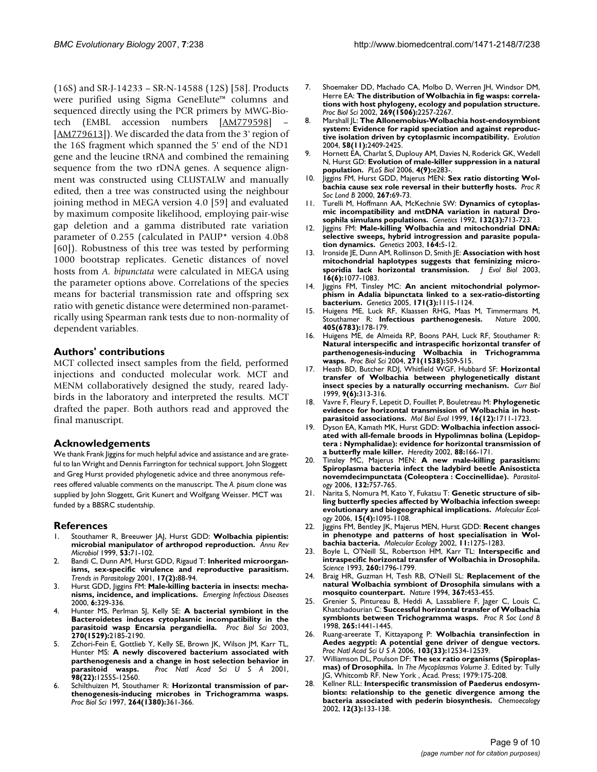(16S) and SR-J-14233 – SR-N-14588 (12S) [58]. Products were purified using Sigma GeneElute™ columns and sequenced directly using the PCR primers by MWG-Biotech (EMBL accession numbers [AM779598] – [AM779613]). We discarded the data from the 3' region of the 16S fragment which spanned the 5' end of the ND1 gene and the leucine tRNA and combined the remaining sequence from the two rDNA genes. A sequence alignment was constructed using CLUSTALW and manually edited, then a tree was constructed using the neighbour joining method in MEGA version 4.0 [59] and evaluated by maximum composite likelihood, employing pair-wise gap deletion and a gamma distributed rate variation parameter of 0.255 (calculated in PAUP* version 4.0b8 [60]). Robustness of this tree was tested by performing 1000 bootstrap replicates. Genetic distances of novel hosts from *A. bipunctata* were calculated in MEGA using the parameter options above. Correlations of the species means for bacterial transmission rate and offspring sex ratio with genetic distance were determined non-parametrically using Spearman rank tests due to non-normality of dependent variables.

## Authors' contributions

MCT collected insect samples from the field, performed injections and conducted molecular work. MCT and MENM collaboratively designed the study, reared ladybirds in the laboratory and interpreted the results. MCT drafted the paper. Both authors read and approved the final manuscript.

## Acknowledgements

We thank Frank Jiggins for much helpful advice and assistance and are grateful to Ian Wright and Dennis Farrington for technical support. John Sloggett and Greg Hurst provided phylogenetic advice and three anonymous referees offered valuable comments on the manuscript. The *A. pisum* clone was supplied by John Sloggett, Grit Kunert and Wolfgang Weisser. MCT was funded by a BBSRC studentship.

## References

1. Stouthamer R, Breeuwer JAJ, Hurst GDD: **Wolbachia pipientis: microbial manipulator of arthropod reproduction.** *Annu Rev Microbiol* 1999, **53:**71-102.
2. Bandi C, Dunn AM, Hurst GDD, Rigaud T: **Inherited microorganisms, sex-specific virulence and reproductive parasitism.** *Trends in Parasitology* 2001, **17(2):**88-94.
3. Hurst GDD, Jiggins FM: **Male-killing bacteria in insects: mechanisms, incidence, and implications.** *Emerging Infectious Diseases* 2000, **6:**329-336.
4. Hunter MS, Perlman SJ, Kelly SE: **A bacterial symbiont in the Bacteroidetes induces cytoplasmic incompatibility in the parasitoid wasp Encarsia pergandiella.** *Proc Biol Sci* 2003, **270(1529):**2185-2190.
5. Zchori-Fein E, Gottlieb Y, Kelly SE, Brown JK, Wilson JM, Karr TL, Hunter MS: **A newly discovered bacterium associated with parthenogenesis and a change in host selection behavior in parasitoid wasps.** *Proc Natl Acad Sci U S A* 2001, **98(22):**12555-12560.
6. Schilthuizen M, Stouthamer R: **Horizontal transmission of parthenogenesis-inducing microbes in Trichogramma wasps.** *Proc Biol Sci* 1997, **264(1380):**361-366.
7. Shoemaker DD, Machado CA, Molbo D, Werren JH, Windsor DM, Herre EA: **The distribution of Wolbachia in fig wasps: correlations with host phylogeny, ecology and population structure.** *Proc Biol Sci* 2002, **269(1506):**2257-2267.
8. Marshall JL: **The Allonemobius-Wolbachia host-endosymbiont system: Evidence for rapid speciation and against reproductive isolation driven by cytoplasmic incompatibility.** *Evolution* 2004, **58(11):**2409-2425.
9. Hornett EA, Charlat S, Duplouy AM, Davies N, Roderick GK, Wedell N, Hurst GD: **Evolution of male-killer suppression in a natural population.** *PLoS Biol* 2006, **4(9):**e283-.
10. Jiggins FM, Hurst GDD, Majerus MEN: **Sex ratio distorting Wolbachia cause sex role reversal in their butterfly hosts.** *Proc R Soc Lond B* 2000, **267:**69-73.
11. Turelli M, Hoffmann AA, McKechnie SW: **Dynamics of cytoplasmic incompatibility and mtDNA variation in natural Drosophila simulans populations.** *Genetics* 1992, **132(3):**713-723.
12. Jiggins FM: **Male-killing Wolbachia and mitochondrial DNA: selective sweeps, hybrid introgression and parasite population dynamics.** *Genetics* 2003, **164:**5-12.
13. Ironside JE, Dunn AM, Rollinson D, Smith JE: **Association with host mitochondrial haplotypes suggests that feminizing microsporidia lack horizontal transmission.** *J Evol Biol* 2003, **16(6):**1077-1083.
14. Jiggins FM, Tinsley MC: **An ancient mitochondrial polymorphism in Adalia bipunctata linked to a sex-ratio-distorting bacterium.** *Genetics* 2005, **171(3):**1115-1124.
15. Huigens ME, Luck RF, Klaassen RHG, Maas M, Timmermans M, Stouthamer R: **Infectious parthenogenesis.** *Nature* 2000, **405(6783):**178-179.
16. Huigens ME, de Almeida RP, Boons PAH, Luck RF, Stouthamer R: **Natural interspecific and intraspecific horizontal transfer of parthenogenesis-inducing Wolbachia in Trichogramma wasps.** *Proc Biol Sci* 2004, **271(1538):**509-515.
17. Heath BD, Butcher RDJ, Whitfield WGF, Hubbard SF: **Horizontal transfer of Wolbachia between phylogenetically distant insect species by a naturally occurring mechanism.** *Curr Biol* 1999, **9(6):**313-316.
18. Vavre F, Fleury F, Lepetit D, Fouillet P, Bouletreau M: **Phylogenetic evidence for horizontal transmission of Wolbachia in host-parasitoid associations.** *Mol Biol Evol* 1999, **16(12):**1711-1723.
19. Dyson EA, Kamath MK, Hurst GDD: **Wolbachia infection associated with all-female broods in Hypolimnas bolina (Lepidoptera : Nymphalidae): evidence for horizontal transmission of a butterfly male killer.** *Heredity* 2002, **88:**166-171.
20. Tinsley MC, Majerus MEN: **A new male-killing parasitism: Spiroplasma bacteria infect the ladybird beetle Anisosticta novemdecimpunctata (Coleoptera : Coccinellidae).** *Parasitology* 2006, **132:**757-765.
21. Narita S, Nomura M, Kato Y, Fukatsu T: **Genetic structure of sibling butterfly species affected by Wolbachia infection sweep: evolutionary and biogeographical implications.** *Molecular Ecology* 2006, **15(4):**1095-1108.
22. Jiggins FM, Bentley JK, Majerus MEN, Hurst GDD: **Recent changes in phenotype and patterns of host specialisation in Wolbachia bacteria.** *Molecular Ecology* 2002, **11:**1275-1283.
23. Boyle L, O'Neill SL, Robertson HM, Karr TL: **Interspecific and intraspecific horizontal transfer of Wolbachia in Drosophila.** *Science* 1993, **260:**1796-1799.
24. Braig HR, Guzman H, Tesh RB, O'Neill SL: **Replacement of the natural Wolbachia symbiont of Drosophila simulans with a mosquito counterpart.** *Nature* 1994, **367:**453-455.
25. Grenier S, Pintureau B, Heddi A, Lassabliere F, Jager C, Louis C, Khatchadourian C: **Successful horizontal transfer of Wolbachia symbionts between Trichogramma wasps.** *Proc R Soc Lond B* 1998, **265:**1441-1445.
26. Ruang-areerate T, Kittayapong P: **Wolbachia transinfection in Aedes aegypti: A potential gene driver of dengue vectors.** *Proc Natl Acad Sci U S A* 2006, **103(33):**12534-12539.
27. Williamson DL, Poulson DF: **The sex ratio organisms (Spiroplasmas) of Drosophila.** In *The Mycoplasmas Volume 3*. Edited by: Tully JG, Whitcomb RF. New York , Acad. Press; 1979:175-208.
28. Kellner RLL: **Interspecific transmission of Paederus endosymbionts: relationship to the genetic divergence among the bacteria associated with pederin biosynthesis.** *Chemoecology* 2002, **12(3):**133-138.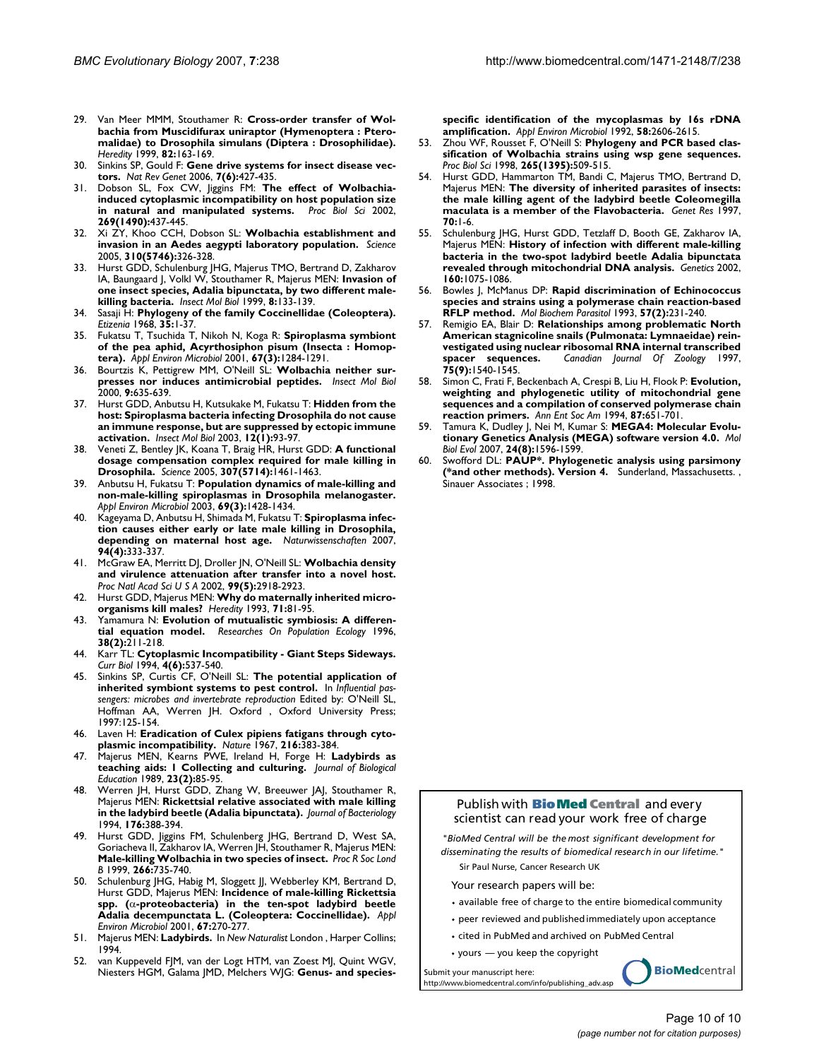29. Van Meer MMM, Stouthamer R: **Cross-order transfer of Wolbachia from Muscidifurax uniraptor (Hymenoptera : Pteromalidae) to Drosophila simulans (Diptera : Drosophilidae).** *Heredity* 1999, **82**:163-169.
30. Sinkins SP, Gould F: **Gene drive systems for insect disease vectors.** *Nat Rev Genet* 2006, **7(6)**:427-435.
31. Dobson SL, Fox CW, Jiggins FM: **The effect of Wolbachia-induced cytoplasmic incompatibility on host population size in natural and manipulated systems.** *Proc Biol Sci* 2002, **269(1490)**:437-445.
32. Xi ZY, Khoo CCH, Dobson SL: **Wolbachia establishment and invasion in an Aedes aegypti laboratory population.** *Science* 2005, **310(5746)**:326-328.
33. Hurst GDD, Schulenburg JHG, Majerus TMO, Bertrand D, Zakharov IA, Baungaard J, Volkl W, Stouthamer R, Majerus MEN: **Invasion of one insect species, Adalia bipunctata, by two different male-killing bacteria.** *Insect Mol Biol* 1999, **8**:133-139.
34. Sasaji H: **Phylogeny of the family Coccinellidae (Coleoptera).** *Etizenia* 1968, **35**:1-37.
35. Fukatsu T, Tsuchida T, Nikoh N, Koga R: **Spiroplasma symbiont of the pea aphid, Acyrthosiphon pisum (Insecta : Homoptera).** *Appl Environ Microbiol* 2001, **67(3)**:1284-1291.
36. Bourtzis K, Pettigrew MM, O'Neill SL: **Wolbachia neither supresses nor induces antimicrobial peptides.** *Insect Mol Biol* 2000, **9**:635-639.
37. Hurst GDD, Anbutsu H, Kutsukake M, Fukatsu T: **Hidden from the host: Spiroplasma bacteria infecting Drosophila do not cause an immune response, but are suppressed by ectopic immune activation.** *Insect Mol Biol* 2003, **12(1)**:93-97.
38. Veneti Z, Bentley JK, Koana T, Braig HR, Hurst GDD: **A functional dosage compensation complex required for male killing in Drosophila.** *Science* 2005, **307(5714)**:1461-1463.
39. Anbutsu H, Fukatsu T: **Population dynamics of male-killing and non-male-killing spiroplasmas in Drosophila melanogaster.** *Appl Environ Microbiol* 2003, **69(3)**:1428-1434.
40. Kageyama D, Anbutsu H, Shimada M, Fukatsu T: **Spiroplasma infection causes either early or late male killing in Drosophila, depending on maternal host age.** *Naturwissenschaften* 2007, **94(4)**:333-337.
41. McGraw EA, Merritt DJ, Droller JN, O'Neill SL: **Wolbachia density and virulence attenuation after transfer into a novel host.** *Proc Natl Acad Sci U S A* 2002, **99(5)**:2918-2923.
42. Hurst GDD, Majerus MEN: **Why do maternally inherited microorganisms kill males?** *Heredity* 1993, **71**:81-95.
43. Yamamura N: **Evolution of mutualistic symbiosis: A differential equation model.** *Researches On Population Ecology* 1996, **38(2)**:211-218.
44. Karr TL: **Cytoplasmic Incompatibility - Giant Steps Sideways.** *Curr Biol* 1994, **4(6)**:537-540.
45. Sinkins SP, Curtis CF, O'Neill SL: **The potential application of inherited symbiont systems to pest control.** In *Influential passengers: microbes and invertebrate reproduction* Edited by: O'Neill SL, Hoffman AA, Werren JH. Oxford , Oxford University Press; 1997:125-154.
46. Laven H: **Eradication of Culex pipiens fatigans through cytoplasmic incompatibility.** *Nature* 1967, **216**:383-384.
47. Majerus MEN, Kearns PWE, Ireland H, Forge H: **Ladybirds as teaching aids: I Collecting and culturing.** *Journal of Biological Education* 1989, **23(2)**:85-95.
48. Werren JH, Hurst GDD, Zhang W, Breeuwer JAJ, Stouthamer R, Majerus MEN: **Rickettsial relative associated with male killing in the ladybird beetle (Adalia bipunctata).** *Journal of Bacteriology* 1994, **176**:388-394.
49. Hurst GDD, Jiggins FM, Schulenberg JHG, Bertrand D, West SA, Goriacheva II, Zakharov IA, Werren JH, Stouthamer R, Majerus MEN: **Male-killing Wolbachia in two species of insect.** *Proc R Soc Lond B* 1999, **266**:735-740.
50. Schulenburg JHG, Habig M, Sloggett JJ, Webberley KM, Bertrand D, Hurst GDD, Majerus MEN: **Incidence of male-killing Rickettsia spp. (α-proteobacteria) in the ten-spot ladybird beetle Adalia decempunctata L. (Coleoptera: Coccinellidae).** *Appl Environ Microbiol* 2001, **67**:270-277.
51. Majerus MEN: **Ladybirds.** In *New Naturalist* London , Harper Collins; 1994.
52. van Kuppeveld FJM, van der Logt HTM, van Zoest MJ, Quint WGV, Niesters HGM, Galama JMD, Melchers WJG: **Genus- and species-specific identification of the mycoplasmas by 16s rDNA amplification.** *Appl Environ Microbiol* 1992, **58**:2606-2615.
53. Zhou WF, Rousset F, O'Neill S: **Phylogeny and PCR based classification of Wolbachia strains using wsp gene sequences.** *Proc Biol Sci* 1998, **265(1395)**:509-515.
54. Hurst GDD, Hammarton TM, Bandi C, Majerus TMO, Bertrand D, Majerus MEN: **The diversity of inherited parasites of insects: the male killing agent of the ladybird beetle Coleomegilla maculata is a member of the Flavobacteria.** *Genet Res* 1997, **70**:1-6.
55. Schulenburg JHG, Hurst GDD, Tetzlaff D, Booth GE, Zakharov IA, Majerus MEN: **History of infection with different male-killing bacteria in the two-spot ladybird beetle Adalia bipunctata revealed through mitochondrial DNA analysis.** *Genetics* 2002, **160**:1075-1086.
56. Bowles J, McManus DP: **Rapid discrimination of Echinococcus species and strains using a polymerase chain reaction-based RFLP method.** *Mol Biochem Parasitol* 1993, **57(2)**:231-240.
57. Remigio EA, Blair D: **Relationships among problematic North American stagnicoline snails (Pulmonata: Lymnaeidae) reinvestigated using nuclear ribosomal RNA internal transcribed spacer sequences.** *Canadian Journal Of Zoology* 1997, **75(9)**:1540-1545.
58. Simon C, Frati F, Beckenbach A, Crespi B, Liu H, Flook P: **Evolution, weighting and phylogenetic utility of mitochondrial gene sequences and a compilation of conserved polymerase chain reaction primers.** *Ann Ent Soc Am* 1994, **87**:651-701.
59. Tamura K, Dudley J, Nei M, Kumar S: **MEGA4: Molecular Evolutionary Genetics Analysis (MEGA) software version 4.0.** *Mol Biol Evol* 2007, **24(8)**:1596-1599.
60. Swofford DL: **PAUP*. Phylogenetic analysis using parsimony (*and other methods). Version 4.** Sunderland, Massachusetts. , Sinauer Associates ; 1998.

Publish with **BioMed Central** and every scientist can read your work free of charge

*"BioMed Central will be the most significant development for disseminating the results of biomedical research in our lifetime."*
Sir Paul Nurse, Cancer Research UK

Your research papers will be:

- available free of charge to the entire biomedical community
- peer reviewed and published immediately upon acceptance
- cited in PubMed and archived on PubMed Central
- yours — you keep the copyright

Submit your manuscript here:
http://www.biomedcentral.com/info/publishing_adv.asp

BioMedcentral